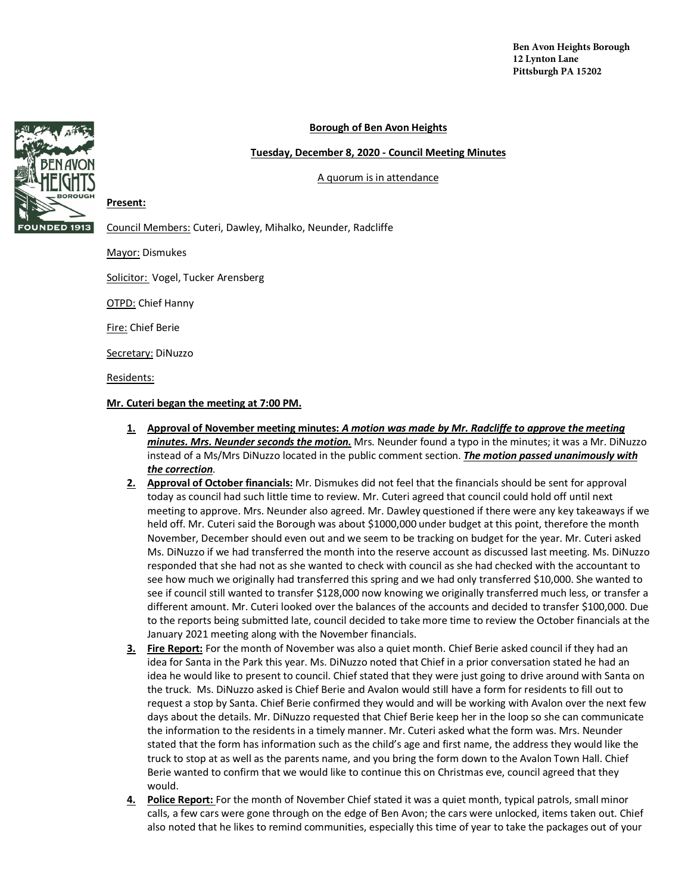Ben Avon Heights Borough
12 Lynton Lane
Pittsburgh PA 15202

**Borough of Ben Avon Heights**

**Tuesday, December 8, 2020 - Council Meeting Minutes**

A quorum is in attendance

**Present:**

Council Members: Cuteri, Dawley, Mihalko, Neunder, Radcliffe

Mayor: Dismukes

Solicitor: Vogel, Tucker Arensberg

OTPD: Chief Hanny

Fire: Chief Berie

Secretary: DiNuzzo

Residents:

**Mr. Cuteri began the meeting at 7:00 PM.**

1. **Approval of November meeting minutes:** ***A motion was made by Mr. Radcliffe to approve the meeting minutes. Mrs. Neunder seconds the motion.*** Mrs. Neunder found a typo in the minutes; it was a Mr. DiNuzzo instead of a Ms/Mrs DiNuzzo located in the public comment section. ***The motion passed unanimously with the correction***.
2. **Approval of October financials:** Mr. Dismukes did not feel that the financials should be sent for approval today as council had such little time to review. Mr. Cuteri agreed that council could hold off until next meeting to approve. Mrs. Neunder also agreed. Mr. Dawley questioned if there were any key takeaways if we held off. Mr. Cuteri said the Borough was about $1000,000 under budget at this point, therefore the month November, December should even out and we seem to be tracking on budget for the year. Mr. Cuteri asked Ms. DiNuzzo if we had transferred the month into the reserve account as discussed last meeting. Ms. DiNuzzo responded that she had not as she wanted to check with council as she had checked with the accountant to see how much we originally had transferred this spring and we had only transferred $10,000. She wanted to see if council still wanted to transfer $128,000 now knowing we originally transferred much less, or transfer a different amount. Mr. Cuteri looked over the balances of the accounts and decided to transfer $100,000. Due to the reports being submitted late, council decided to take more time to review the October financials at the January 2021 meeting along with the November financials.
3. **Fire Report:** For the month of November was also a quiet month. Chief Berie asked council if they had an idea for Santa in the Park this year. Ms. DiNuzzo noted that Chief in a prior conversation stated he had an idea he would like to present to council. Chief stated that they were just going to drive around with Santa on the truck. Ms. DiNuzzo asked is Chief Berie and Avalon would still have a form for residents to fill out to request a stop by Santa. Chief Berie confirmed they would and will be working with Avalon over the next few days about the details. Mr. DiNuzzo requested that Chief Berie keep her in the loop so she can communicate the information to the residents in a timely manner. Mr. Cuteri asked what the form was. Mrs. Neunder stated that the form has information such as the child's age and first name, the address they would like the truck to stop at as well as the parents name, and you bring the form down to the Avalon Town Hall. Chief Berie wanted to confirm that we would like to continue this on Christmas eve, council agreed that they would.
4. **Police Report:** For the month of November Chief stated it was a quiet month, typical patrols, small minor calls, a few cars were gone through on the edge of Ben Avon; the cars were unlocked, items taken out. Chief also noted that he likes to remind communities, especially this time of year to take the packages out of your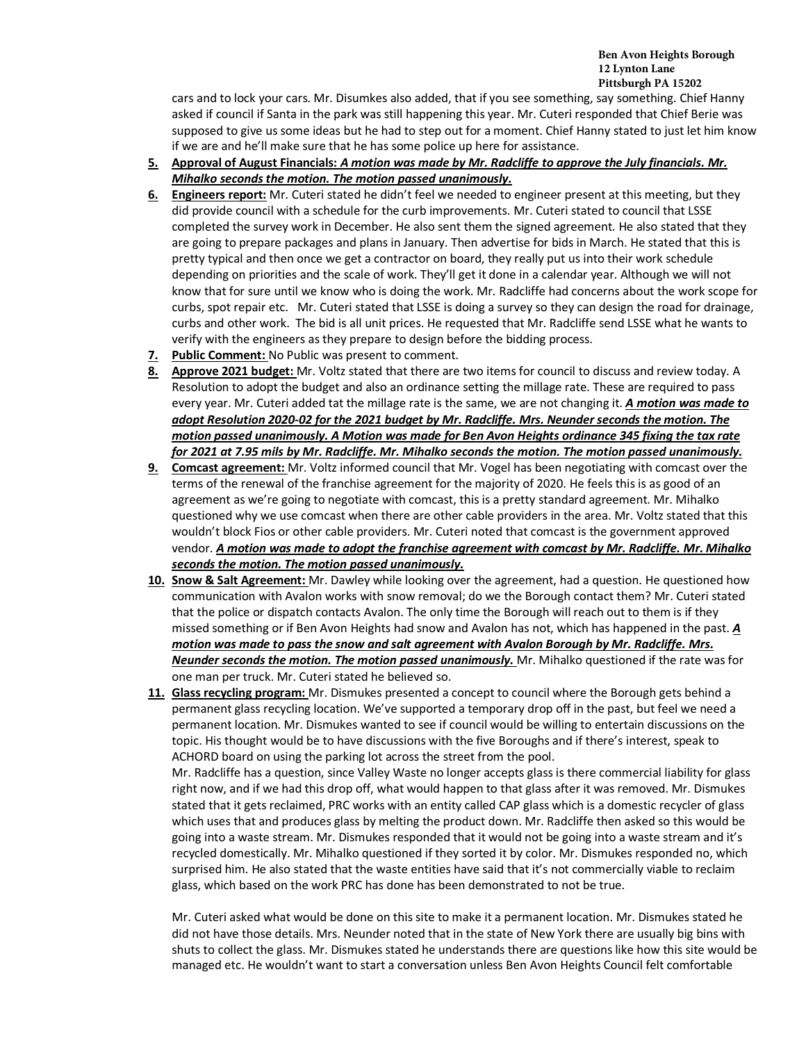cars and to lock your cars. Mr. Disumkes also added, that if you see something, say something. Chief Hanny asked if council if Santa in the park was still happening this year. Mr. Cuteri responded that Chief Berie was supposed to give us some ideas but he had to step out for a moment. Chief Hanny stated to just let him know if we are and he'll make sure that he has some police up here for assistance.

5. **Approval of August Financials:** ***A motion was made by Mr. Radcliffe to approve the July financials. Mr. Mihalko seconds the motion. The motion passed unanimously.***
6. **Engineers report:** Mr. Cuteri stated he didn't feel we needed to engineer present at this meeting, but they did provide council with a schedule for the curb improvements. Mr. Cuteri stated to council that LSSE completed the survey work in December. He also sent them the signed agreement. He also stated that they are going to prepare packages and plans in January. Then advertise for bids in March. He stated that this is pretty typical and then once we get a contractor on board, they really put us into their work schedule depending on priorities and the scale of work. They'll get it done in a calendar year. Although we will not know that for sure until we know who is doing the work. Mr. Radcliffe had concerns about the work scope for curbs, spot repair etc. Mr. Cuteri stated that LSSE is doing a survey so they can design the road for drainage, curbs and other work. The bid is all unit prices. He requested that Mr. Radcliffe send LSSE what he wants to verify with the engineers as they prepare to design before the bidding process.
7. **Public Comment:** No Public was present to comment.
8. **Approve 2021 budget:** Mr. Voltz stated that there are two items for council to discuss and review today. A Resolution to adopt the budget and also an ordinance setting the millage rate. These are required to pass every year. Mr. Cuteri added tat the millage rate is the same, we are not changing it. ***A motion was made to adopt Resolution 2020-02 for the 2021 budget by Mr. Radcliffe. Mrs. Neunder seconds the motion. The motion passed unanimously. A Motion was made for Ben Avon Heights ordinance 345 fixing the tax rate for 2021 at 7.95 mils by Mr. Radcliffe. Mr. Mihalko seconds the motion. The motion passed unanimously.***
9. **Comcast agreement:** Mr. Voltz informed council that Mr. Vogel has been negotiating with comcast over the terms of the renewal of the franchise agreement for the majority of 2020. He feels this is as good of an agreement as we're going to negotiate with comcast, this is a pretty standard agreement. Mr. Mihalko questioned why we use comcast when there are other cable providers in the area. Mr. Voltz stated that this wouldn't block Fios or other cable providers. Mr. Cuteri noted that comcast is the government approved vendor. ***A motion was made to adopt the franchise agreement with comcast by Mr. Radcliffe. Mr. Mihalko seconds the motion. The motion passed unanimously.***
10. **Snow & Salt Agreement:** Mr. Dawley while looking over the agreement, had a question. He questioned how communication with Avalon works with snow removal; do we the Borough contact them? Mr. Cuteri stated that the police or dispatch contacts Avalon. The only time the Borough will reach out to them is if they missed something or if Ben Avon Heights had snow and Avalon has not, which has happened in the past. ***A motion was made to pass the snow and salt agreement with Avalon Borough by Mr. Radcliffe. Mrs. Neunder seconds the motion. The motion passed unanimously.*** Mr. Mihalko questioned if the rate was for one man per truck. Mr. Cuteri stated he believed so.
11. **Glass recycling program:** Mr. Dismukes presented a concept to council where the Borough gets behind a permanent glass recycling location. We've supported a temporary drop off in the past, but feel we need a permanent location. Mr. Dismukes wanted to see if council would be willing to entertain discussions on the topic. His thought would be to have discussions with the five Boroughs and if there's interest, speak to ACHORD board on using the parking lot across the street from the pool.

    Mr. Radcliffe has a question, since Valley Waste no longer accepts glass is there commercial liability for glass right now, and if we had this drop off, what would happen to that glass after it was removed. Mr. Dismukes stated that it gets reclaimed, PRC works with an entity called CAP glass which is a domestic recycler of glass which uses that and produces glass by melting the product down. Mr. Radcliffe then asked so this would be going into a waste stream. Mr. Dismukes responded that it would not be going into a waste stream and it's recycled domestically. Mr. Mihalko questioned if they sorted it by color. Mr. Dismukes responded no, which surprised him. He also stated that the waste entities have said that it's not commercially viable to reclaim glass, which based on the work PRC has done has been demonstrated to not be true.

    Mr. Cuteri asked what would be done on this site to make it a permanent location. Mr. Dismukes stated he did not have those details. Mrs. Neunder noted that in the state of New York there are usually big bins with shuts to collect the glass. Mr. Dismukes stated he understands there are questions like how this site would be managed etc. He wouldn't want to start a conversation unless Ben Avon Heights Council felt comfortable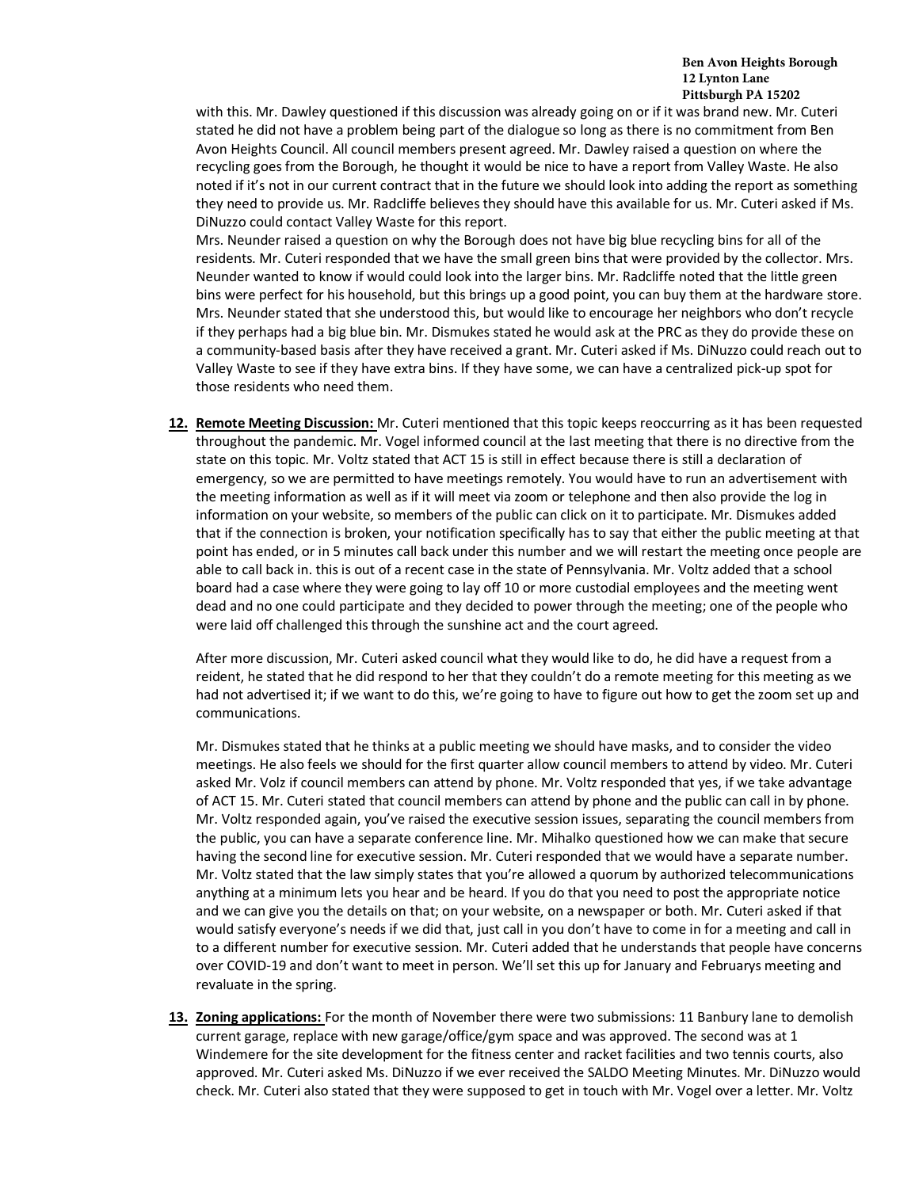with this. Mr. Dawley questioned if this discussion was already going on or if it was brand new. Mr. Cuteri stated he did not have a problem being part of the dialogue so long as there is no commitment from Ben Avon Heights Council. All council members present agreed. Mr. Dawley raised a question on where the recycling goes from the Borough, he thought it would be nice to have a report from Valley Waste. He also noted if it's not in our current contract that in the future we should look into adding the report as something they need to provide us. Mr. Radcliffe believes they should have this available for us. Mr. Cuteri asked if Ms. DiNuzzo could contact Valley Waste for this report.

Mrs. Neunder raised a question on why the Borough does not have big blue recycling bins for all of the residents. Mr. Cuteri responded that we have the small green bins that were provided by the collector. Mrs. Neunder wanted to know if would could look into the larger bins. Mr. Radcliffe noted that the little green bins were perfect for his household, but this brings up a good point, you can buy them at the hardware store. Mrs. Neunder stated that she understood this, but would like to encourage her neighbors who don't recycle if they perhaps had a big blue bin. Mr. Dismukes stated he would ask at the PRC as they do provide these on a community-based basis after they have received a grant. Mr. Cuteri asked if Ms. DiNuzzo could reach out to Valley Waste to see if they have extra bins. If they have some, we can have a centralized pick-up spot for those residents who need them.

12. **Remote Meeting Discussion:** Mr. Cuteri mentioned that this topic keeps reoccurring as it has been requested throughout the pandemic. Mr. Vogel informed council at the last meeting that there is no directive from the state on this topic. Mr. Voltz stated that ACT 15 is still in effect because there is still a declaration of emergency, so we are permitted to have meetings remotely. You would have to run an advertisement with the meeting information as well as if it will meet via zoom or telephone and then also provide the log in information on your website, so members of the public can click on it to participate. Mr. Dismukes added that if the connection is broken, your notification specifically has to say that either the public meeting at that point has ended, or in 5 minutes call back under this number and we will restart the meeting once people are able to call back in. this is out of a recent case in the state of Pennsylvania. Mr. Voltz added that a school board had a case where they were going to lay off 10 or more custodial employees and the meeting went dead and no one could participate and they decided to power through the meeting; one of the people who were laid off challenged this through the sunshine act and the court agreed.

    After more discussion, Mr. Cuteri asked council what they would like to do, he did have a request from a reident, he stated that he did respond to her that they couldn't do a remote meeting for this meeting as we had not advertised it; if we want to do this, we're going to have to figure out how to get the zoom set up and communications.

    Mr. Dismukes stated that he thinks at a public meeting we should have masks, and to consider the video meetings. He also feels we should for the first quarter allow council members to attend by video. Mr. Cuteri asked Mr. Volz if council members can attend by phone. Mr. Voltz responded that yes, if we take advantage of ACT 15. Mr. Cuteri stated that council members can attend by phone and the public can call in by phone. Mr. Voltz responded again, you've raised the executive session issues, separating the council members from the public, you can have a separate conference line. Mr. Mihalko questioned how we can make that secure having the second line for executive session. Mr. Cuteri responded that we would have a separate number. Mr. Voltz stated that the law simply states that you're allowed a quorum by authorized telecommunications anything at a minimum lets you hear and be heard. If you do that you need to post the appropriate notice and we can give you the details on that; on your website, on a newspaper or both. Mr. Cuteri asked if that would satisfy everyone's needs if we did that, just call in you don't have to come in for a meeting and call in to a different number for executive session. Mr. Cuteri added that he understands that people have concerns over COVID-19 and don't want to meet in person. We'll set this up for January and Februarys meeting and revaluate in the spring.

13. **Zoning applications:** For the month of November there were two submissions: 11 Banbury lane to demolish current garage, replace with new garage/office/gym space and was approved. The second was at 1 Windemere for the site development for the fitness center and racket facilities and two tennis courts, also approved. Mr. Cuteri asked Ms. DiNuzzo if we ever received the SALDO Meeting Minutes. Mr. DiNuzzo would check. Mr. Cuteri also stated that they were supposed to get in touch with Mr. Vogel over a letter. Mr. Voltz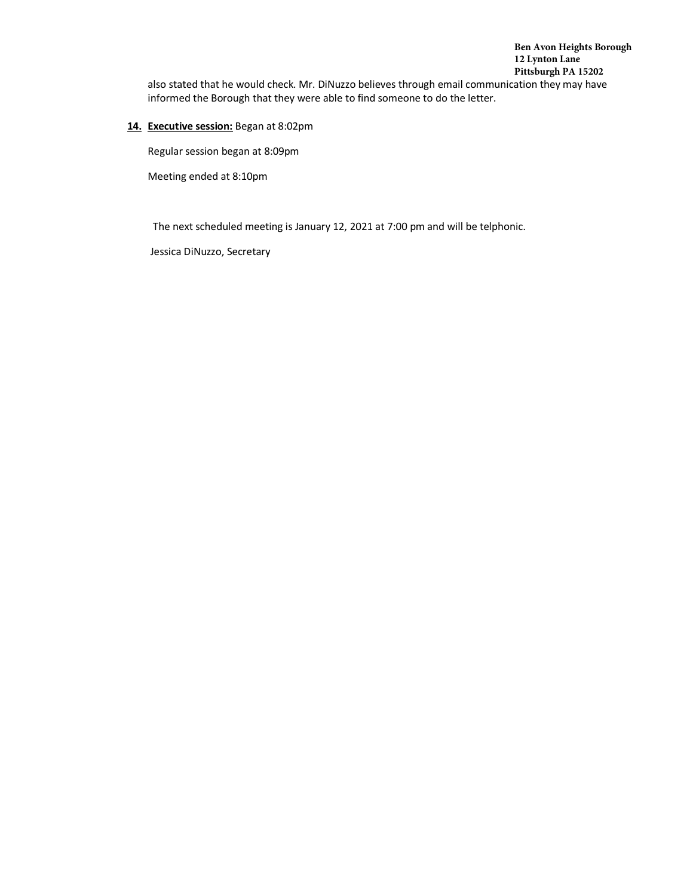also stated that he would check. Mr. DiNuzzo believes through email communication they may have informed the Borough that they were able to find someone to do the letter.

14. **Executive session:** Began at 8:02pm

Regular session began at 8:09pm

Meeting ended at 8:10pm

The next scheduled meeting is January 12, 2021 at 7:00 pm and will be telphonic.

Jessica DiNuzzo, Secretary